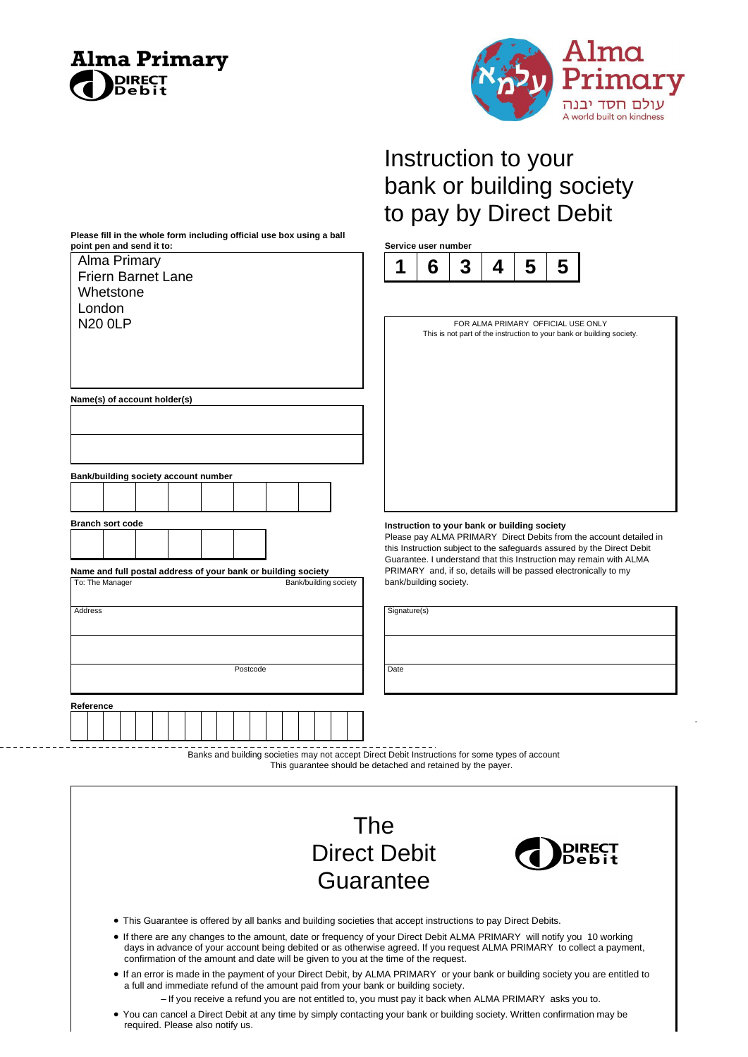**Alma Primary**

DIRECT Debit

Alma Primary

עולם חסד יבנה

A world built on kindness

# Instruction to your bank or building society to pay by Direct Debit

**Please fill in the whole form including official use box using a ball point pen and send it to:**

Alma Primary
Friern Barnet Lane
Whetstone
London
N20 0LP

**Service user number**

| 1 | 6 | 3 | 4 | 5 | 5 |
|---|---|---|---|---|---|

FOR ALMA PRIMARY OFFICIAL USE ONLY
This is not part of the instruction to your bank or building society.

**Name(s) of account holder(s)**

**Bank/building society account number**

**Branch sort code**

**Name and full postal address of your bank or building society**

To: The Manager Bank/building society

Address

Postcode

**Reference**

**Instruction to your bank or building society**

Please pay ALMA PRIMARY Direct Debits from the account detailed in this Instruction subject to the safeguards assured by the Direct Debit Guarantee. I understand that this Instruction may remain with ALMA PRIMARY and, if so, details will be passed electronically to my bank/building society.

Signature(s)

Date

Banks and building societies may not accept Direct Debit Instructions for some types of account
This guarantee should be detached and retained by the payer.

# The Direct Debit Guarantee

DIRECT Debit

- This Guarantee is offered by all banks and building societies that accept instructions to pay Direct Debits.
- If there are any changes to the amount, date or frequency of your Direct Debit ALMA PRIMARY will notify you 10 working days in advance of your account being debited or as otherwise agreed. If you request ALMA PRIMARY to collect a payment, confirmation of the amount and date will be given to you at the time of the request.
- If an error is made in the payment of your Direct Debit, by ALMA PRIMARY or your bank or building society you are entitled to a full and immediate refund of the amount paid from your bank or building society.
  – If you receive a refund you are not entitled to, you must pay it back when ALMA PRIMARY asks you to.
- You can cancel a Direct Debit at any time by simply contacting your bank or building society. Written confirmation may be required. Please also notify us.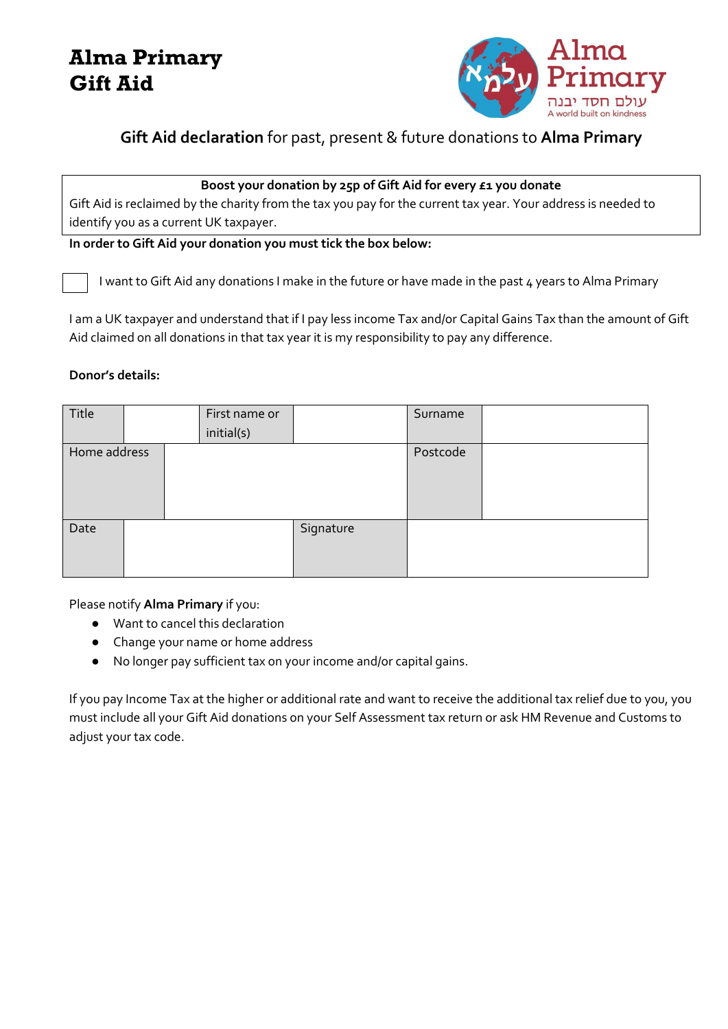# Alma Primary
# Gift Aid

Alma Primary
עולם חסד יבנה
A world built on kindness

**Gift Aid declaration** for past, present & future donations to **Alma Primary**

**Boost your donation by 25p of Gift Aid for every £1 you donate**

Gift Aid is reclaimed by the charity from the tax you pay for the current tax year. Your address is needed to identify you as a current UK taxpayer.

**In order to Gift Aid your donation you must tick the box below:**

☐ I want to Gift Aid any donations I make in the future or have made in the past 4 years to Alma Primary

I am a UK taxpayer and understand that if I pay less income Tax and/or Capital Gains Tax than the amount of Gift Aid claimed on all donations in that tax year it is my responsibility to pay any difference.

**Donor's details:**

| | | | | | |
|---|---|---|---|---|---|
| Title | | First name or initial(s) | | Surname | |
| Home address | | | | Postcode | |
| Date | | | Signature | | |

Please notify **Alma Primary** if you:

- Want to cancel this declaration
- Change your name or home address
- No longer pay sufficient tax on your income and/or capital gains.

If you pay Income Tax at the higher or additional rate and want to receive the additional tax relief due to you, you must include all your Gift Aid donations on your Self Assessment tax return or ask HM Revenue and Customs to adjust your tax code.